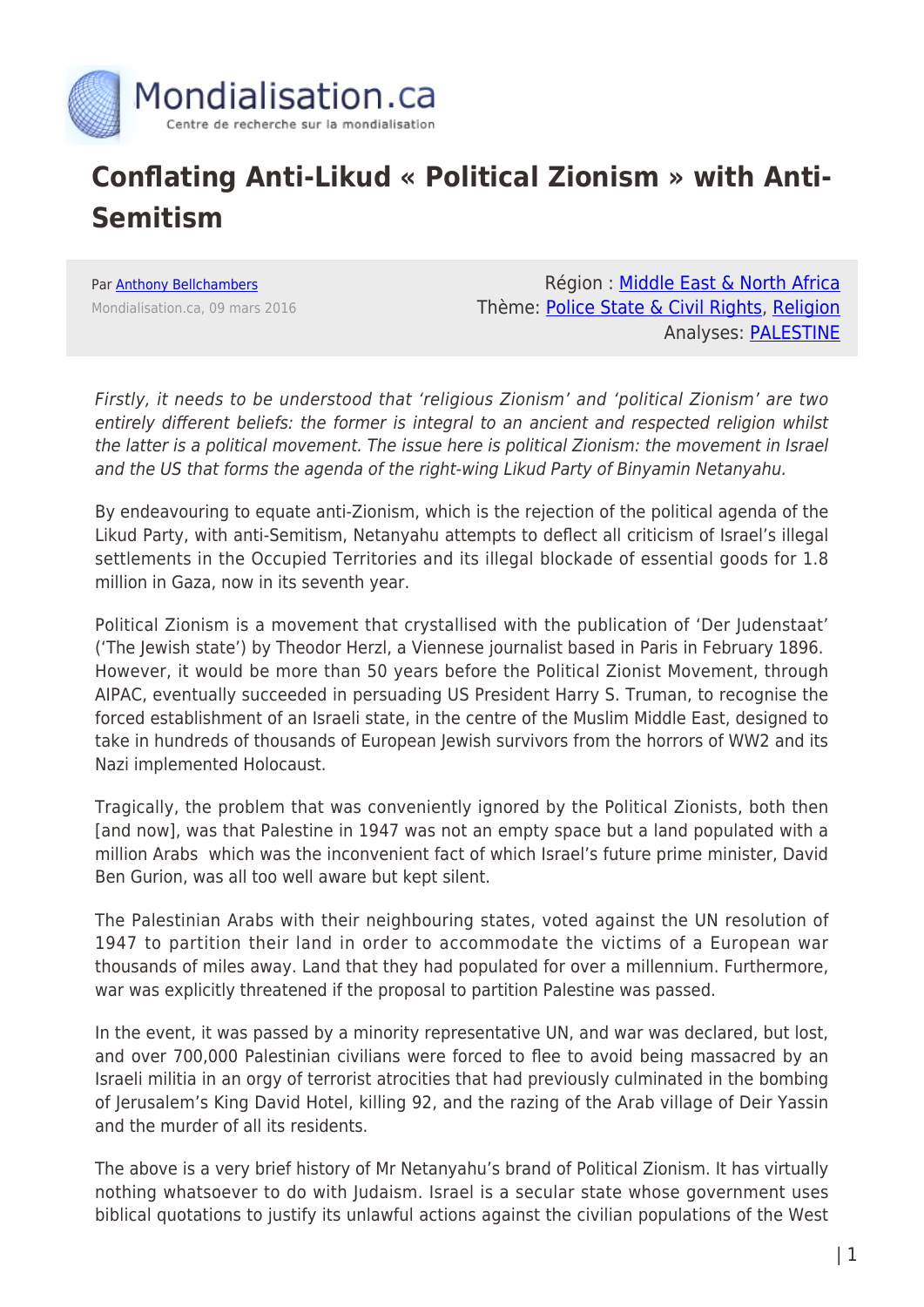# Conflating Anti-Likud « Political Zionism » with Anti-Semitism

Par Anthony Bellchambers
Mondialisation.ca, 09 mars 2016

Région : Middle East & North Africa
Thème: Police State & Civil Rights, Religion
Analyses: PALESTINE

*Firstly, it needs to be understood that 'religious Zionism' and 'political Zionism' are two entirely different beliefs: the former is integral to an ancient and respected religion whilst the latter is a political movement. The issue here is political Zionism: the movement in Israel and the US that forms the agenda of the right-wing Likud Party of Binyamin Netanyahu.*

By endeavouring to equate anti-Zionism, which is the rejection of the political agenda of the Likud Party, with anti-Semitism, Netanyahu attempts to deflect all criticism of Israel's illegal settlements in the Occupied Territories and its illegal blockade of essential goods for 1.8 million in Gaza, now in its seventh year.

Political Zionism is a movement that crystallised with the publication of 'Der Judenstaat' ('The Jewish state') by Theodor Herzl, a Viennese journalist based in Paris in February 1896. However, it would be more than 50 years before the Political Zionist Movement, through AIPAC, eventually succeeded in persuading US President Harry S. Truman, to recognise the forced establishment of an Israeli state, in the centre of the Muslim Middle East, designed to take in hundreds of thousands of European Jewish survivors from the horrors of WW2 and its Nazi implemented Holocaust.

Tragically, the problem that was conveniently ignored by the Political Zionists, both then [and now], was that Palestine in 1947 was not an empty space but a land populated with a million Arabs which was the inconvenient fact of which Israel's future prime minister, David Ben Gurion, was all too well aware but kept silent.

The Palestinian Arabs with their neighbouring states, voted against the UN resolution of 1947 to partition their land in order to accommodate the victims of a European war thousands of miles away. Land that they had populated for over a millennium. Furthermore, war was explicitly threatened if the proposal to partition Palestine was passed.

In the event, it was passed by a minority representative UN, and war was declared, but lost, and over 700,000 Palestinian civilians were forced to flee to avoid being massacred by an Israeli militia in an orgy of terrorist atrocities that had previously culminated in the bombing of Jerusalem's King David Hotel, killing 92, and the razing of the Arab village of Deir Yassin and the murder of all its residents.

The above is a very brief history of Mr Netanyahu's brand of Political Zionism. It has virtually nothing whatsoever to do with Judaism. Israel is a secular state whose government uses biblical quotations to justify its unlawful actions against the civilian populations of the West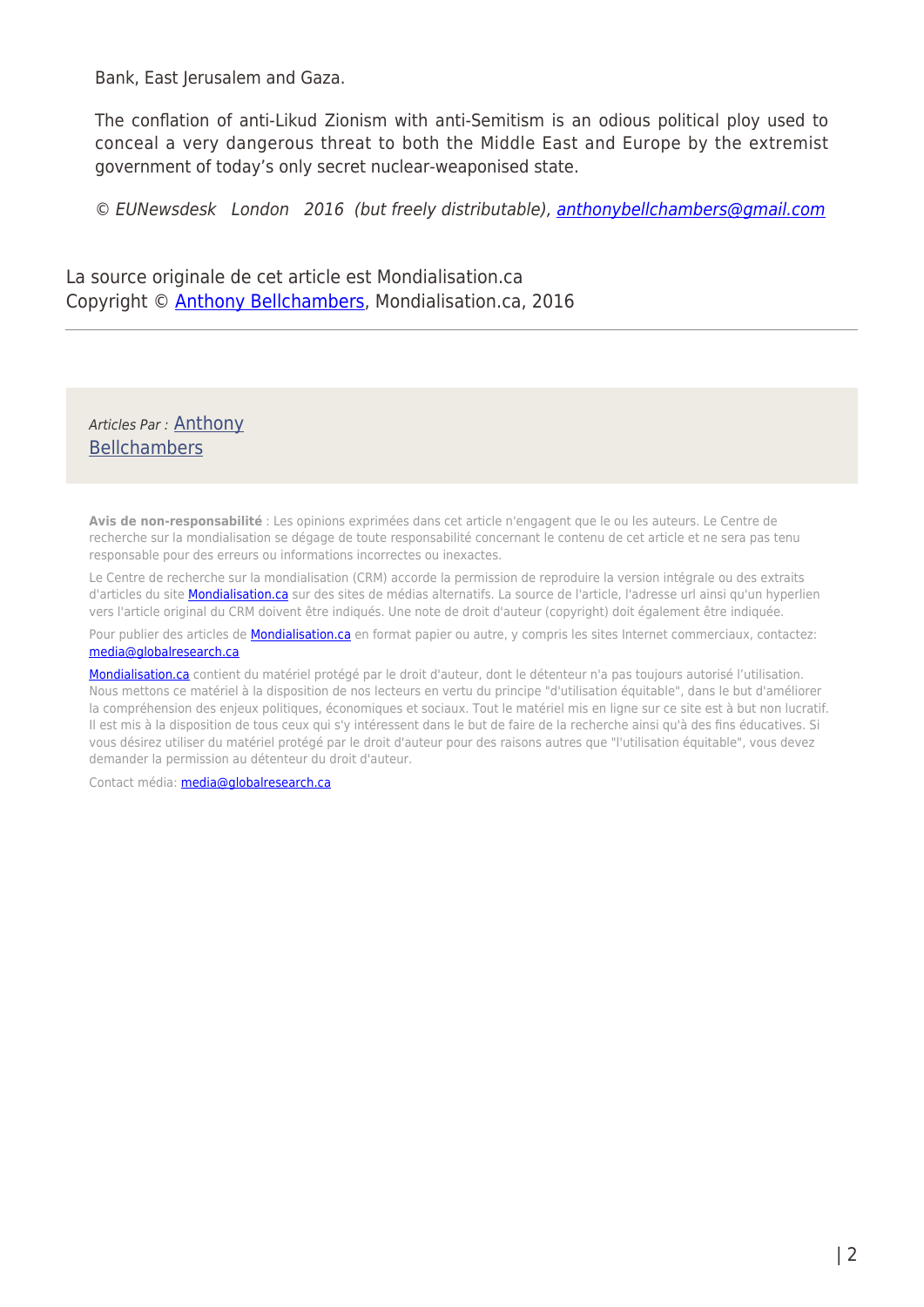Bank, East Jerusalem and Gaza.

The conflation of anti-Likud Zionism with anti-Semitism is an odious political ploy used to conceal a very dangerous threat to both the Middle East and Europe by the extremist government of today's only secret nuclear-weaponised state.

*© EUNewsdesk London 2016 (but freely distributable), [anthonybellchambers@gmail.com](mailto:anthonybellchambers@gmail.com)*

La source originale de cet article est Mondialisation.ca
Copyright © [Anthony Bellchambers](#), Mondialisation.ca, 2016

---

*Articles Par :* [Anthony Bellchambers](#)

**Avis de non-responsabilité** : Les opinions exprimées dans cet article n'engagent que le ou les auteurs. Le Centre de recherche sur la mondialisation se dégage de toute responsabilité concernant le contenu de cet article et ne sera pas tenu responsable pour des erreurs ou informations incorrectes ou inexactes.

Le Centre de recherche sur la mondialisation (CRM) accorde la permission de reproduire la version intégrale ou des extraits d'articles du site [Mondialisation.ca](#) sur des sites de médias alternatifs. La source de l'article, l'adresse url ainsi qu'un hyperlien vers l'article original du CRM doivent être indiqués. Une note de droit d'auteur (copyright) doit également être indiquée.

Pour publier des articles de [Mondialisation.ca](#) en format papier ou autre, y compris les sites Internet commerciaux, contactez: [media@globalresearch.ca](mailto:media@globalresearch.ca)

[Mondialisation.ca](#) contient du matériel protégé par le droit d'auteur, dont le détenteur n'a pas toujours autorisé l'utilisation. Nous mettons ce matériel à la disposition de nos lecteurs en vertu du principe "d'utilisation équitable", dans le but d'améliorer la compréhension des enjeux politiques, économiques et sociaux. Tout le matériel mis en ligne sur ce site est à but non lucratif. Il est mis à la disposition de tous ceux qui s'y intéressent dans le but de faire de la recherche ainsi qu'à des fins éducatives. Si vous désirez utiliser du matériel protégé par le droit d'auteur pour des raisons autres que "l'utilisation équitable", vous devez demander la permission au détenteur du droit d'auteur.

Contact média: [media@globalresearch.ca](mailto:media@globalresearch.ca)